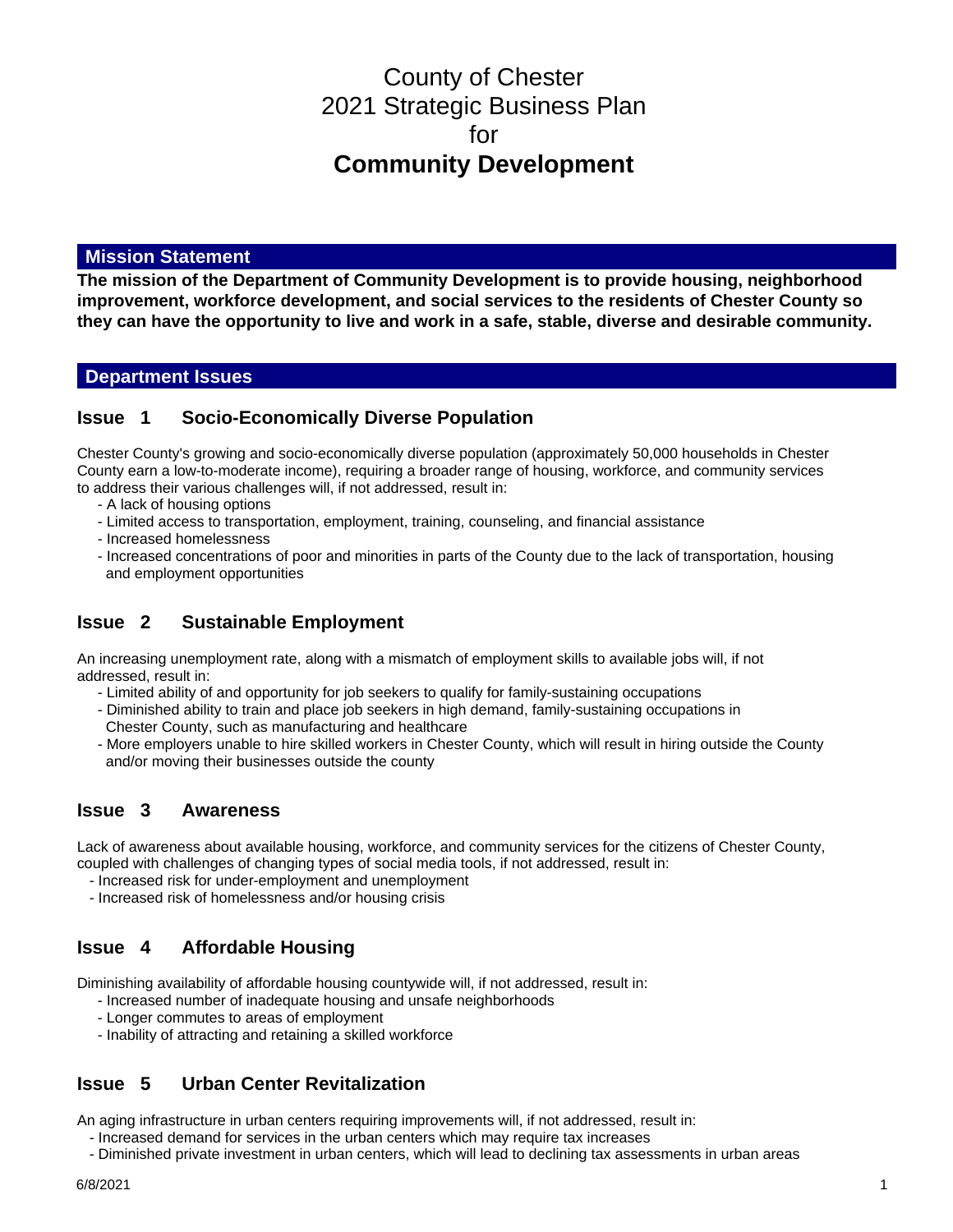# County of Chester 2021 Strategic Business Plan for **Community Development**

## Mission Statement

**The mission of the Department of Community Development is to provide housing, neighborhood improvement, workforce development, and social services to the residents of Chester County so they can have the opportunity to live and work in a safe, stable, diverse and desirable community.**

## Department Issues

### Issue 1 Socio-Economically Diverse Population

Chester County's growing and socio-economically diverse population (approximately 50,000 households in Chester County earn a low-to-moderate income), requiring a broader range of housing, workforce, and community services to address their various challenges will, if not addressed, result in:

- A lack of housing options
- Limited access to transportation, employment, training, counseling, and financial assistance
- Increased homelessness
- Increased concentrations of poor and minorities in parts of the County due to the lack of transportation, housing and employment opportunities

### Issue 2 Sustainable Employment

An increasing unemployment rate, along with a mismatch of employment skills to available jobs will, if not addressed, result in:

- Limited ability of and opportunity for job seekers to qualify for family-sustaining occupations
- Diminished ability to train and place job seekers in high demand, family-sustaining occupations in Chester County, such as manufacturing and healthcare
- More employers unable to hire skilled workers in Chester County, which will result in hiring outside the County and/or moving their businesses outside the county

### Issue 3 Awareness

Lack of awareness about available housing, workforce, and community services for the citizens of Chester County, coupled with challenges of changing types of social media tools, if not addressed, result in:

- Increased risk for under-employment and unemployment
- Increased risk of homelessness and/or housing crisis

### Issue 4 Affordable Housing

Diminishing availability of affordable housing countywide will, if not addressed, result in:

- Increased number of inadequate housing and unsafe neighborhoods
- Longer commutes to areas of employment
- Inability of attracting and retaining a skilled workforce

### Issue 5 Urban Center Revitalization

An aging infrastructure in urban centers requiring improvements will, if not addressed, result in:

- Increased demand for services in the urban centers which may require tax increases
- Diminished private investment in urban centers, which will lead to declining tax assessments in urban areas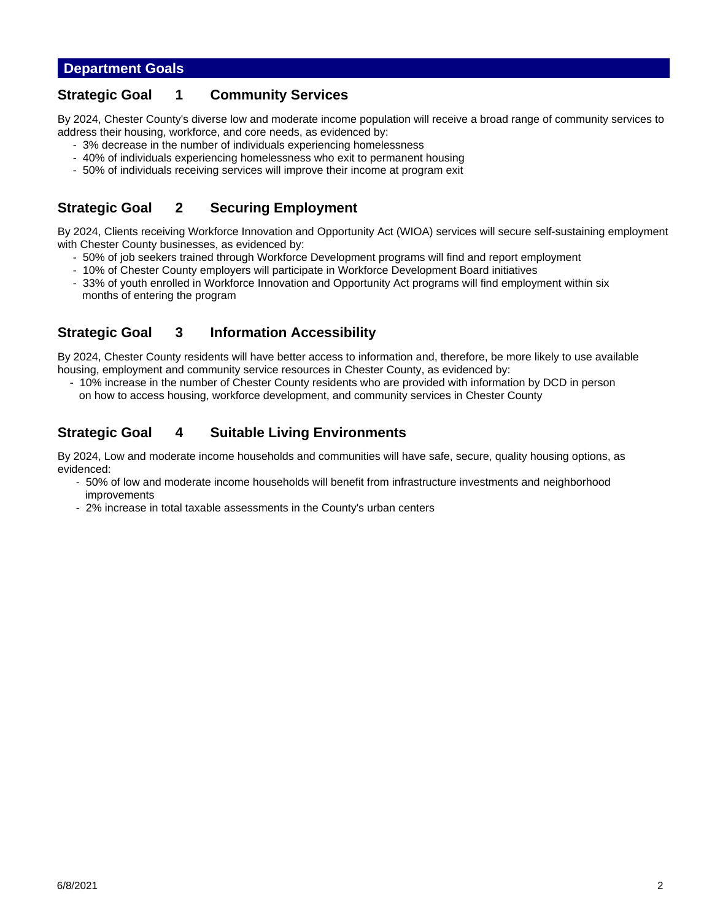## Department Goals

### Strategic Goal 1 Community Services

By 2024, Chester County's diverse low and moderate income population will receive a broad range of community services to address their housing, workforce, and core needs, as evidenced by:

- 3% decrease in the number of individuals experiencing homelessness
- 40% of individuals experiencing homelessness who exit to permanent housing
- 50% of individuals receiving services will improve their income at program exit

### Strategic Goal 2 Securing Employment

By 2024, Clients receiving Workforce Innovation and Opportunity Act (WIOA) services will secure self-sustaining employment with Chester County businesses, as evidenced by:

- 50% of job seekers trained through Workforce Development programs will find and report employment
- 10% of Chester County employers will participate in Workforce Development Board initiatives
- 33% of youth enrolled in Workforce Innovation and Opportunity Act programs will find employment within six months of entering the program

### Strategic Goal 3 Information Accessibility

By 2024, Chester County residents will have better access to information and, therefore, be more likely to use available housing, employment and community service resources in Chester County, as evidenced by:

- 10% increase in the number of Chester County residents who are provided with information by DCD in person on how to access housing, workforce development, and community services in Chester County

### Strategic Goal 4 Suitable Living Environments

By 2024, Low and moderate income households and communities will have safe, secure, quality housing options, as evidenced:

- 50% of low and moderate income households will benefit from infrastructure investments and neighborhood improvements
- 2% increase in total taxable assessments in the County's urban centers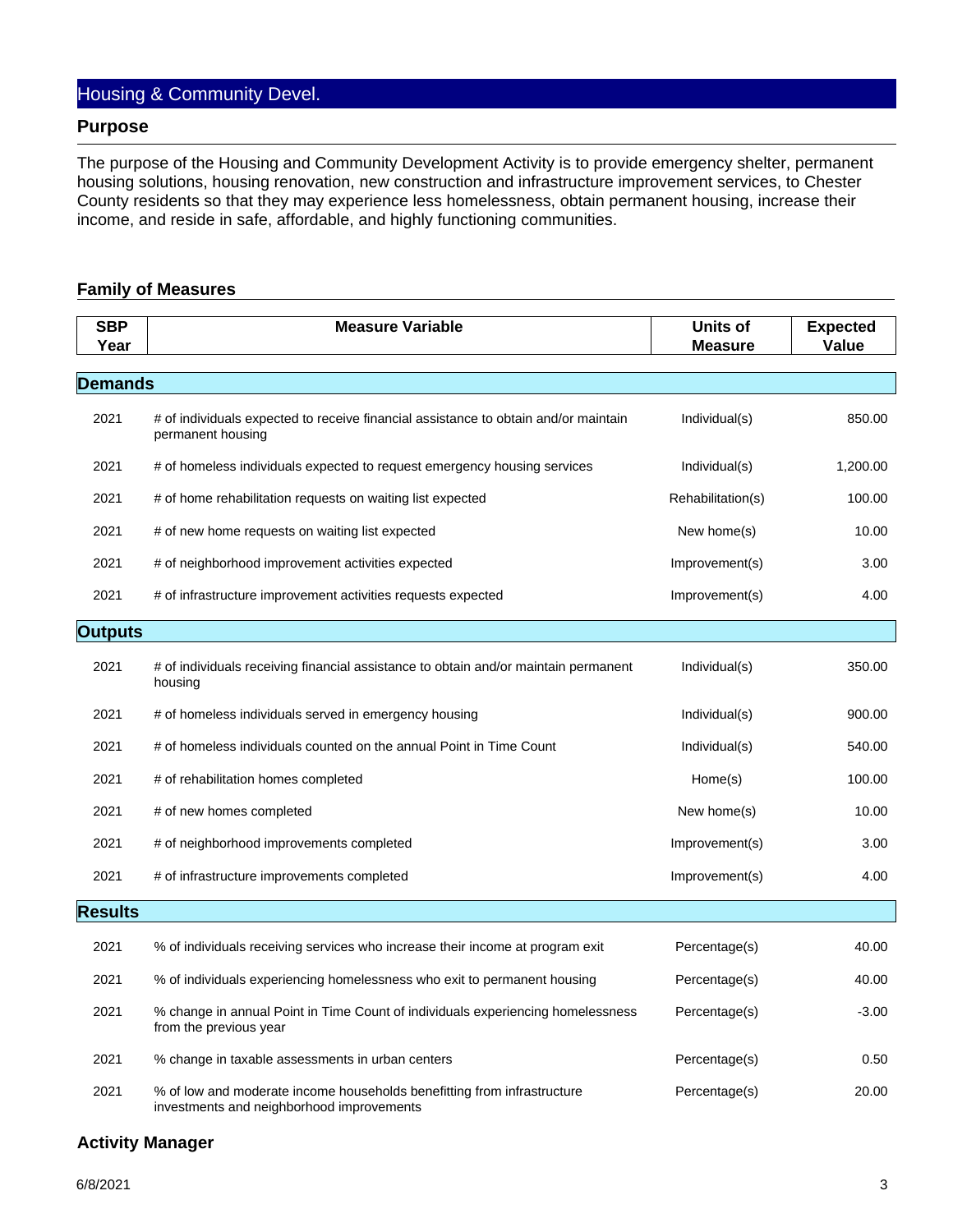## Housing & Community Devel.

### Purpose

The purpose of the Housing and Community Development Activity is to provide emergency shelter, permanent housing solutions, housing renovation, new construction and infrastructure improvement services, to Chester County residents so that they may experience less homelessness, obtain permanent housing, increase their income, and reside in safe, affordable, and highly functioning communities.

### Family of Measures

| SBP Year | Measure Variable | Units of Measure | Expected Value |
|---|---|---|---|
| **Demands** | | | |
| 2021 | # of individuals expected to receive financial assistance to obtain and/or maintain permanent housing | Individual(s) | 850.00 |
| 2021 | # of homeless individuals expected to request emergency housing services | Individual(s) | 1,200.00 |
| 2021 | # of home rehabilitation requests on waiting list expected | Rehabilitation(s) | 100.00 |
| 2021 | # of new home requests on waiting list expected | New home(s) | 10.00 |
| 2021 | # of neighborhood improvement activities expected | Improvement(s) | 3.00 |
| 2021 | # of infrastructure improvement activities requests expected | Improvement(s) | 4.00 |
| **Outputs** | | | |
| 2021 | # of individuals receiving financial assistance to obtain and/or maintain permanent housing | Individual(s) | 350.00 |
| 2021 | # of homeless individuals served in emergency housing | Individual(s) | 900.00 |
| 2021 | # of homeless individuals counted on the annual Point in Time Count | Individual(s) | 540.00 |
| 2021 | # of rehabilitation homes completed | Home(s) | 100.00 |
| 2021 | # of new homes completed | New home(s) | 10.00 |
| 2021 | # of neighborhood improvements completed | Improvement(s) | 3.00 |
| 2021 | # of infrastructure improvements completed | Improvement(s) | 4.00 |
| **Results** | | | |
| 2021 | % of individuals receiving services who increase their income at program exit | Percentage(s) | 40.00 |
| 2021 | % of individuals experiencing homelessness who exit to permanent housing | Percentage(s) | 40.00 |
| 2021 | % change in annual Point in Time Count of individuals experiencing homelessness from the previous year | Percentage(s) | -3.00 |
| 2021 | % change in taxable assessments in urban centers | Percentage(s) | 0.50 |
| 2021 | % of low and moderate income households benefitting from infrastructure investments and neighborhood improvements | Percentage(s) | 20.00 |

### Activity Manager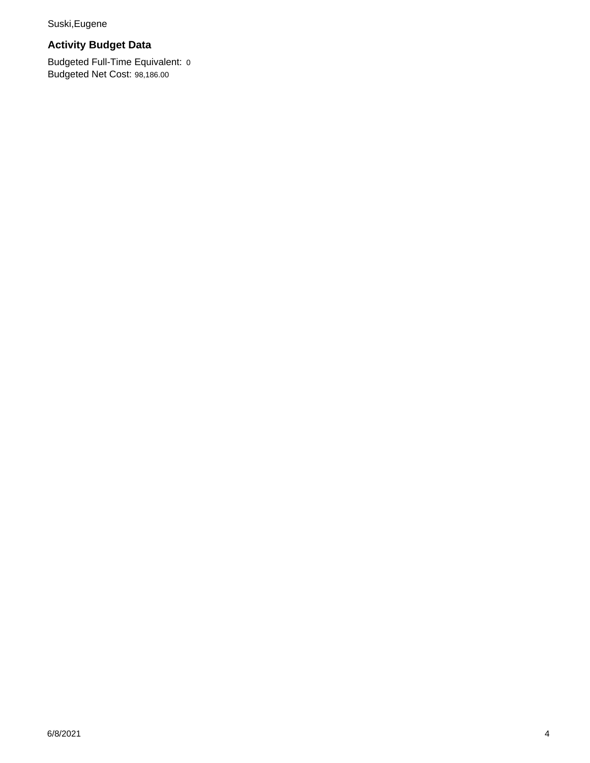Suski,Eugene

### Activity Budget Data

Budgeted Full-Time Equivalent: 0
Budgeted Net Cost: 98,186.00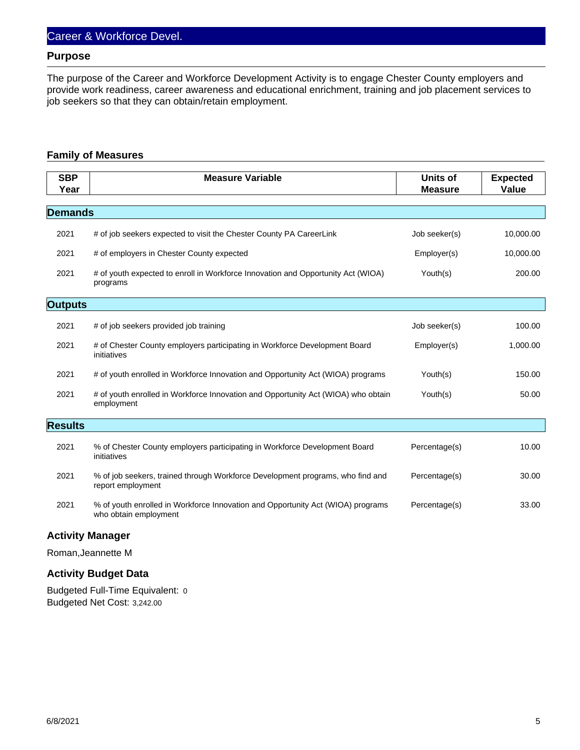# Career & Workforce Devel.

## Purpose

The purpose of the Career and Workforce Development Activity is to engage Chester County employers and provide work readiness, career awareness and educational enrichment, training and job placement services to job seekers so that they can obtain/retain employment.

## Family of Measures

| SBP Year | Measure Variable | Units of Measure | Expected Value |
|---|---|---|---|
| **Demands** | | | |
| 2021 | # of job seekers expected to visit the Chester County PA CareerLink | Job seeker(s) | 10,000.00 |
| 2021 | # of employers in Chester County expected | Employer(s) | 10,000.00 |
| 2021 | # of youth expected to enroll in Workforce Innovation and Opportunity Act (WIOA) programs | Youth(s) | 200.00 |
| **Outputs** | | | |
| 2021 | # of job seekers provided job training | Job seeker(s) | 100.00 |
| 2021 | # of Chester County employers participating in Workforce Development Board initiatives | Employer(s) | 1,000.00 |
| 2021 | # of youth enrolled in Workforce Innovation and Opportunity Act (WIOA) programs | Youth(s) | 150.00 |
| 2021 | # of youth enrolled in Workforce Innovation and Opportunity Act (WIOA) who obtain employment | Youth(s) | 50.00 |
| **Results** | | | |
| 2021 | % of Chester County employers participating in Workforce Development Board initiatives | Percentage(s) | 10.00 |
| 2021 | % of job seekers, trained through Workforce Development programs, who find and report employment | Percentage(s) | 30.00 |
| 2021 | % of youth enrolled in Workforce Innovation and Opportunity Act (WIOA) programs who obtain employment | Percentage(s) | 33.00 |

### Activity Manager

Roman,Jeannette M

### Activity Budget Data

Budgeted Full-Time Equivalent: 0
Budgeted Net Cost: 3,242.00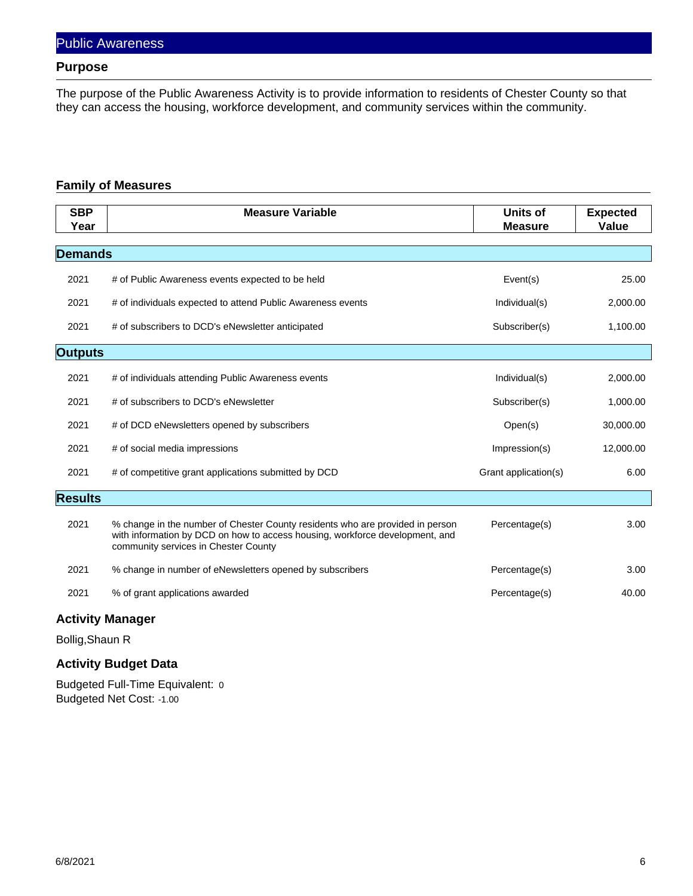# Public Awareness

## Purpose

The purpose of the Public Awareness Activity is to provide information to residents of Chester County so that they can access the housing, workforce development, and community services within the community.

## Family of Measures

| SBP Year | Measure Variable | Units of Measure | Expected Value |
|---|---|---|---|
| **Demands** | | | |
| 2021 | # of Public Awareness events expected to be held | Event(s) | 25.00 |
| 2021 | # of individuals expected to attend Public Awareness events | Individual(s) | 2,000.00 |
| 2021 | # of subscribers to DCD's eNewsletter anticipated | Subscriber(s) | 1,100.00 |
| **Outputs** | | | |
| 2021 | # of individuals attending Public Awareness events | Individual(s) | 2,000.00 |
| 2021 | # of subscribers to DCD's eNewsletter | Subscriber(s) | 1,000.00 |
| 2021 | # of DCD eNewsletters opened by subscribers | Open(s) | 30,000.00 |
| 2021 | # of social media impressions | Impression(s) | 12,000.00 |
| 2021 | # of competitive grant applications submitted by DCD | Grant application(s) | 6.00 |
| **Results** | | | |
| 2021 | % change in the number of Chester County residents who are provided in person with information by DCD on how to access housing, workforce development, and community services in Chester County | Percentage(s) | 3.00 |
| 2021 | % change in number of eNewsletters opened by subscribers | Percentage(s) | 3.00 |
| 2021 | % of grant applications awarded | Percentage(s) | 40.00 |

## Activity Manager

Bollig,Shaun R

## Activity Budget Data

Budgeted Full-Time Equivalent: 0
Budgeted Net Cost: -1.00